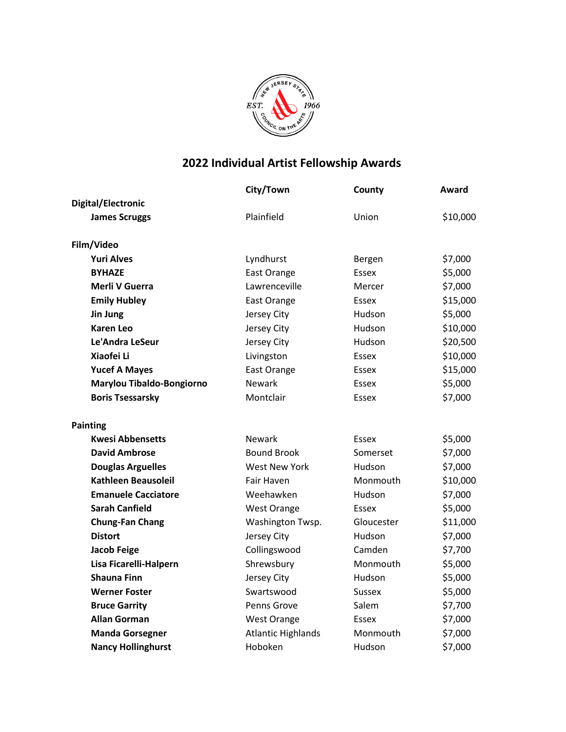# 2022 Individual Artist Fellowship Awards

| | City/Town | County | Award |
|---|---|---|---|
| **Digital/Electronic** | | | |
| **James Scruggs** | Plainfield | Union | $10,000 |
| | | | |
| **Film/Video** | | | |
| **Yuri Alves** | Lyndhurst | Bergen | $7,000 |
| **BYHAZE** | East Orange | Essex | $5,000 |
| **Merli V Guerra** | Lawrenceville | Mercer | $7,000 |
| **Emily Hubley** | East Orange | Essex | $15,000 |
| **Jin Jung** | Jersey City | Hudson | $5,000 |
| **Karen Leo** | Jersey City | Hudson | $10,000 |
| **Le'Andra LeSeur** | Jersey City | Hudson | $20,500 |
| **Xiaofei Li** | Livingston | Essex | $10,000 |
| **Yucef A Mayes** | East Orange | Essex | $15,000 |
| **Marylou Tibaldo-Bongiorno** | Newark | Essex | $5,000 |
| **Boris Tsessarsky** | Montclair | Essex | $7,000 |
| | | | |
| **Painting** | | | |
| **Kwesi Abbensetts** | Newark | Essex | $5,000 |
| **David Ambrose** | Bound Brook | Somerset | $7,000 |
| **Douglas Arguelles** | West New York | Hudson | $7,000 |
| **Kathleen Beausoleil** | Fair Haven | Monmouth | $10,000 |
| **Emanuele Cacciatore** | Weehawken | Hudson | $7,000 |
| **Sarah Canfield** | West Orange | Essex | $5,000 |
| **Chung-Fan Chang** | Washington Twsp. | Gloucester | $11,000 |
| **Distort** | Jersey City | Hudson | $7,000 |
| **Jacob Feige** | Collingswood | Camden | $7,700 |
| **Lisa Ficarelli-Halpern** | Shrewsbury | Monmouth | $5,000 |
| **Shauna Finn** | Jersey City | Hudson | $5,000 |
| **Werner Foster** | Swartswood | Sussex | $5,000 |
| **Bruce Garrity** | Penns Grove | Salem | $7,700 |
| **Allan Gorman** | West Orange | Essex | $7,000 |
| **Manda Gorsegner** | Atlantic Highlands | Monmouth | $7,000 |
| **Nancy Hollinghurst** | Hoboken | Hudson | $7,000 |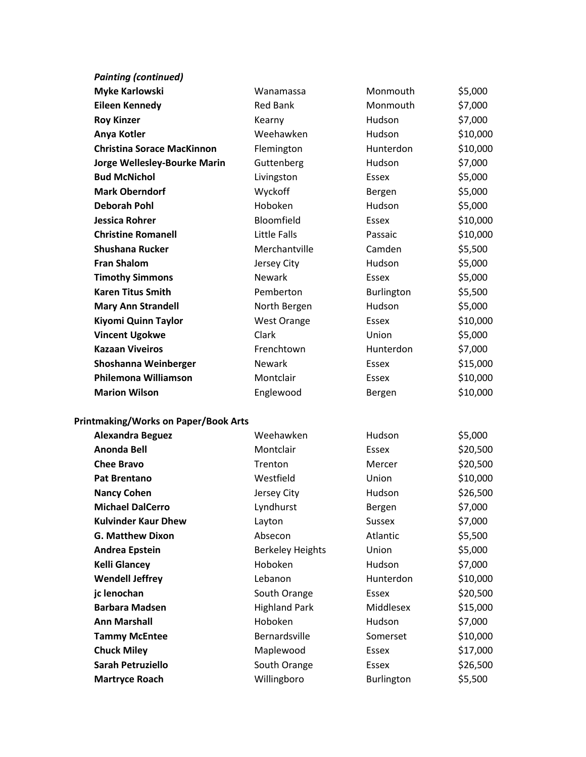*Painting (continued)*

| | | | |
|---|---|---|---|
| **Myke Karlowski** | Wanamassa | Monmouth | $5,000 |
| **Eileen Kennedy** | Red Bank | Monmouth | $7,000 |
| **Roy Kinzer** | Kearny | Hudson | $7,000 |
| **Anya Kotler** | Weehawken | Hudson | $10,000 |
| **Christina Sorace MacKinnon** | Flemington | Hunterdon | $10,000 |
| **Jorge Wellesley-Bourke Marin** | Guttenberg | Hudson | $7,000 |
| **Bud McNichol** | Livingston | Essex | $5,000 |
| **Mark Oberndorf** | Wyckoff | Bergen | $5,000 |
| **Deborah Pohl** | Hoboken | Hudson | $5,000 |
| **Jessica Rohrer** | Bloomfield | Essex | $10,000 |
| **Christine Romanell** | Little Falls | Passaic | $10,000 |
| **Shushana Rucker** | Merchantville | Camden | $5,500 |
| **Fran Shalom** | Jersey City | Hudson | $5,000 |
| **Timothy Simmons** | Newark | Essex | $5,000 |
| **Karen Titus Smith** | Pemberton | Burlington | $5,500 |
| **Mary Ann Strandell** | North Bergen | Hudson | $5,000 |
| **Kiyomi Quinn Taylor** | West Orange | Essex | $10,000 |
| **Vincent Ugokwe** | Clark | Union | $5,000 |
| **Kazaan Viveiros** | Frenchtown | Hunterdon | $7,000 |
| **Shoshanna Weinberger** | Newark | Essex | $15,000 |
| **Philemona Williamson** | Montclair | Essex | $10,000 |
| **Marion Wilson** | Englewood | Bergen | $10,000 |

**Printmaking/Works on Paper/Book Arts**

| | | | |
|---|---|---|---|
| **Alexandra Beguez** | Weehawken | Hudson | $5,000 |
| **Anonda Bell** | Montclair | Essex | $20,500 |
| **Chee Bravo** | Trenton | Mercer | $20,500 |
| **Pat Brentano** | Westfield | Union | $10,000 |
| **Nancy Cohen** | Jersey City | Hudson | $26,500 |
| **Michael DalCerro** | Lyndhurst | Bergen | $7,000 |
| **Kulvinder Kaur Dhew** | Layton | Sussex | $7,000 |
| **G. Matthew Dixon** | Absecon | Atlantic | $5,500 |
| **Andrea Epstein** | Berkeley Heights | Union | $5,000 |
| **Kelli Glancey** | Hoboken | Hudson | $7,000 |
| **Wendell Jeffrey** | Lebanon | Hunterdon | $10,000 |
| **jc lenochan** | South Orange | Essex | $20,500 |
| **Barbara Madsen** | Highland Park | Middlesex | $15,000 |
| **Ann Marshall** | Hoboken | Hudson | $7,000 |
| **Tammy McEntee** | Bernardsville | Somerset | $10,000 |
| **Chuck Miley** | Maplewood | Essex | $17,000 |
| **Sarah Petruziello** | South Orange | Essex | $26,500 |
| **Martryce Roach** | Willingboro | Burlington | $5,500 |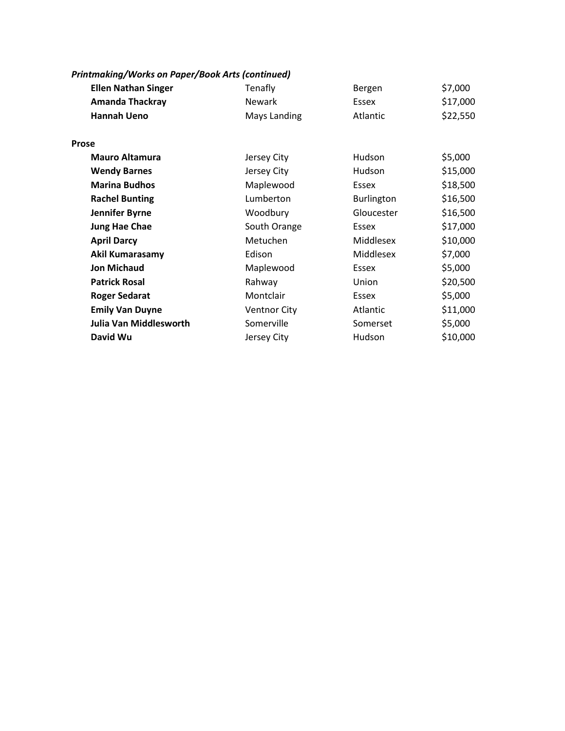*Printmaking/Works on Paper/Book Arts (continued)*

| | | | |
|---|---|---|---|
| **Ellen Nathan Singer** | Tenafly | Bergen | $7,000 |
| **Amanda Thackray** | Newark | Essex | $17,000 |
| **Hannah Ueno** | Mays Landing | Atlantic | $22,550 |

**Prose**

| | | | |
|---|---|---|---|
| **Mauro Altamura** | Jersey City | Hudson | $5,000 |
| **Wendy Barnes** | Jersey City | Hudson | $15,000 |
| **Marina Budhos** | Maplewood | Essex | $18,500 |
| **Rachel Bunting** | Lumberton | Burlington | $16,500 |
| **Jennifer Byrne** | Woodbury | Gloucester | $16,500 |
| **Jung Hae Chae** | South Orange | Essex | $17,000 |
| **April Darcy** | Metuchen | Middlesex | $10,000 |
| **Akil Kumarasamy** | Edison | Middlesex | $7,000 |
| **Jon Michaud** | Maplewood | Essex | $5,000 |
| **Patrick Rosal** | Rahway | Union | $20,500 |
| **Roger Sedarat** | Montclair | Essex | $5,000 |
| **Emily Van Duyne** | Ventnor City | Atlantic | $11,000 |
| **Julia Van Middlesworth** | Somerville | Somerset | $5,000 |
| **David Wu** | Jersey City | Hudson | $10,000 |